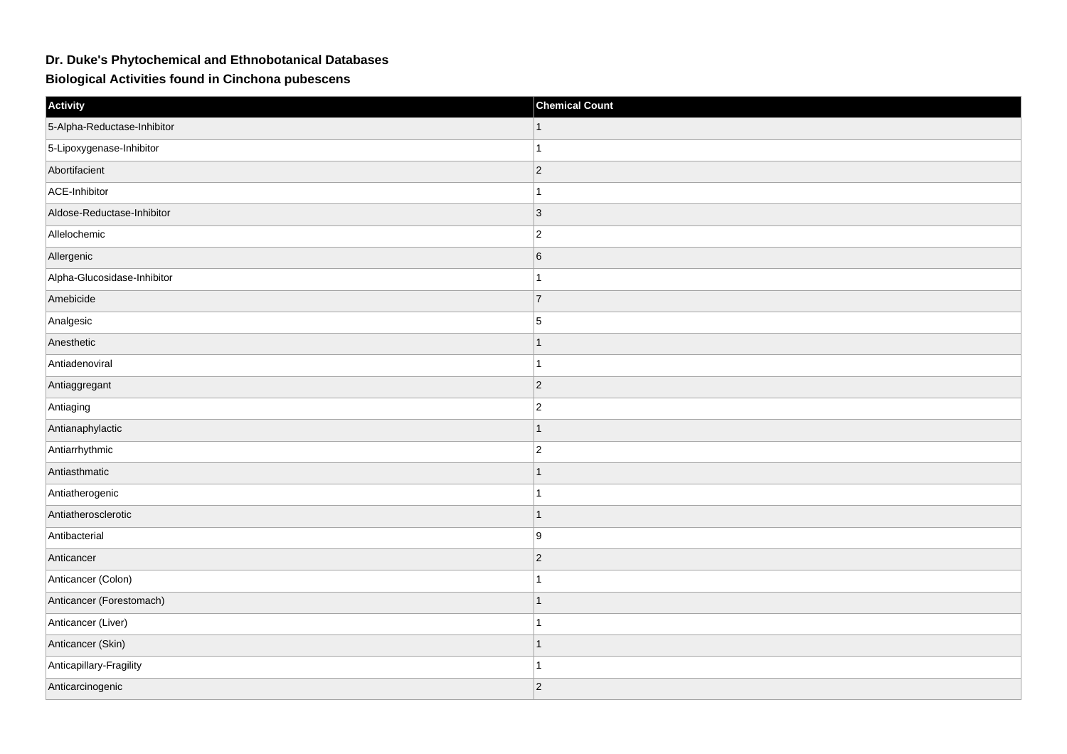# Dr. Duke's Phytochemical and Ethnobotanical Databases

## Biological Activities found in Cinchona pubescens

| Activity | Chemical Count |
| --- | --- |
| 5-Alpha-Reductase-Inhibitor | 1 |
| 5-Lipoxygenase-Inhibitor | 1 |
| Abortifacient | 2 |
| ACE-Inhibitor | 1 |
| Aldose-Reductase-Inhibitor | 3 |
| Allelochemic | 2 |
| Allergenic | 6 |
| Alpha-Glucosidase-Inhibitor | 1 |
| Amebicide | 7 |
| Analgesic | 5 |
| Anesthetic | 1 |
| Antiadenoviral | 1 |
| Antiaggregant | 2 |
| Antiaging | 2 |
| Antianaphylactic | 1 |
| Antiarrhythmic | 2 |
| Antiasthmatic | 1 |
| Antiatherogenic | 1 |
| Antiatherosclerotic | 1 |
| Antibacterial | 9 |
| Anticancer | 2 |
| Anticancer (Colon) | 1 |
| Anticancer (Forestomach) | 1 |
| Anticancer (Liver) | 1 |
| Anticancer (Skin) | 1 |
| Anticapillary-Fragility | 1 |
| Anticarcinogenic | 2 |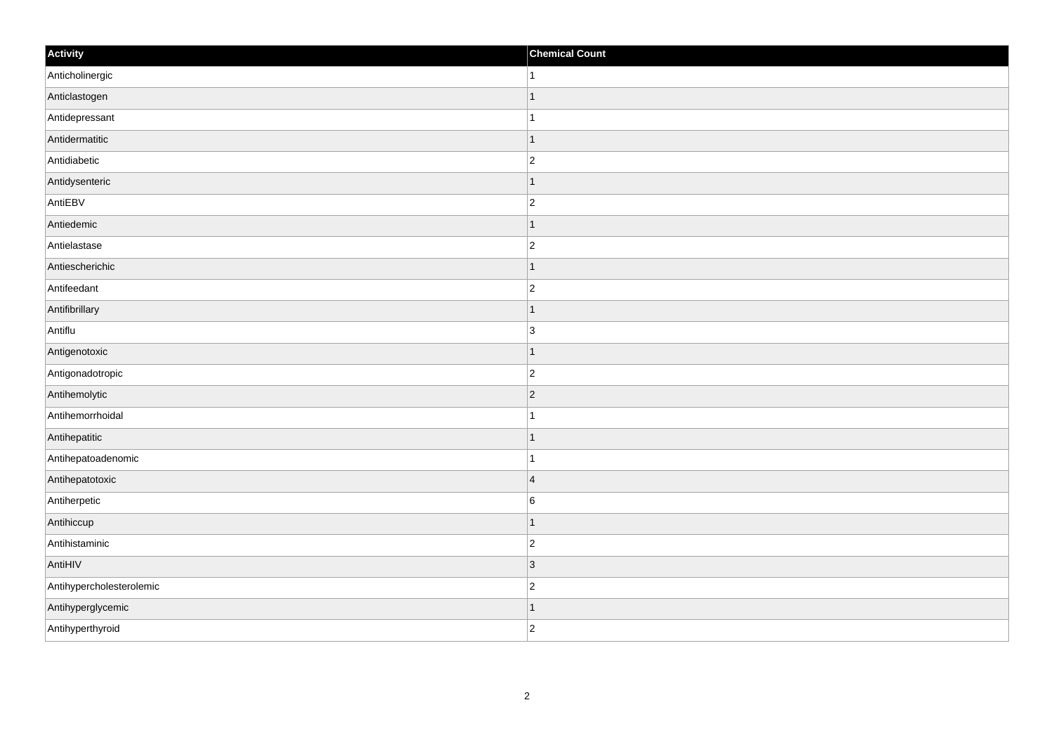| Activity | Chemical Count |
| --- | --- |
| Anticholinergic | 1 |
| Anticlastogen | 1 |
| Antidepressant | 1 |
| Antidermatitic | 1 |
| Antidiabetic | 2 |
| Antidysenteric | 1 |
| AntiEBV | 2 |
| Antiedemic | 1 |
| Antielastase | 2 |
| Antiescherichic | 1 |
| Antifeedant | 2 |
| Antifibrillary | 1 |
| Antiflu | 3 |
| Antigenotoxic | 1 |
| Antigonadotropic | 2 |
| Antihemolytic | 2 |
| Antihemorrhoidal | 1 |
| Antihepatitic | 1 |
| Antihepatoadenomic | 1 |
| Antihepatotoxic | 4 |
| Antiherpetic | 6 |
| Antihiccup | 1 |
| Antihistaminic | 2 |
| AntiHIV | 3 |
| Antihypercholesterolemic | 2 |
| Antihyperglycemic | 1 |
| Antihyperthyroid | 2 |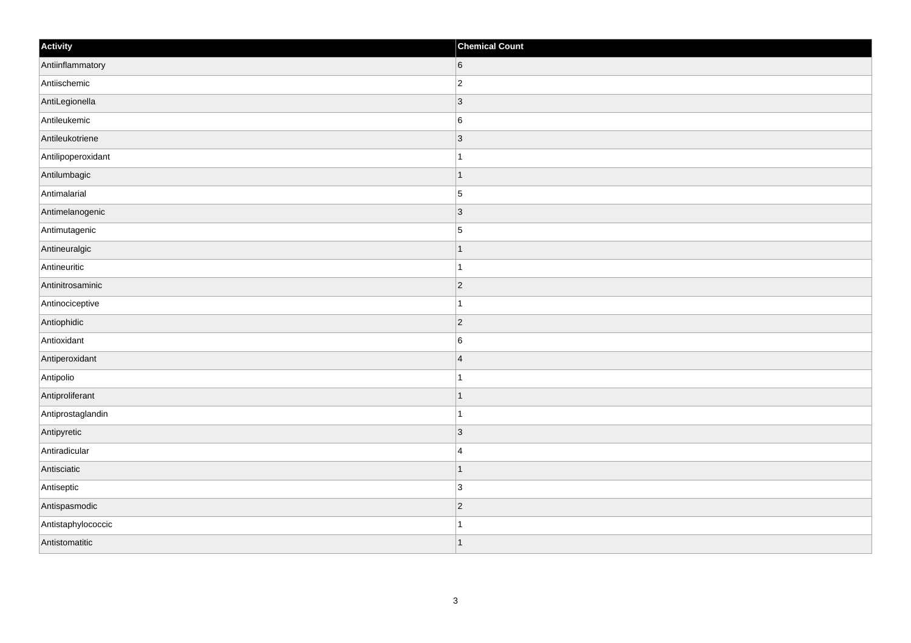| Activity | Chemical Count |
| --- | --- |
| Antiinflammatory | 6 |
| Antiischemic | 2 |
| AntiLegionella | 3 |
| Antileukemic | 6 |
| Antileukotriene | 3 |
| Antilipoperoxidant | 1 |
| Antilumbagic | 1 |
| Antimalarial | 5 |
| Antimelanogenic | 3 |
| Antimutagenic | 5 |
| Antineuralgic | 1 |
| Antineuritic | 1 |
| Antinitrosaminic | 2 |
| Antinociceptive | 1 |
| Antiophidic | 2 |
| Antioxidant | 6 |
| Antiperoxidant | 4 |
| Antipolio | 1 |
| Antiproliferant | 1 |
| Antiprostaglandin | 1 |
| Antipyretic | 3 |
| Antiradicular | 4 |
| Antisciatic | 1 |
| Antiseptic | 3 |
| Antispasmodic | 2 |
| Antistaphylococcic | 1 |
| Antistomatitic | 1 |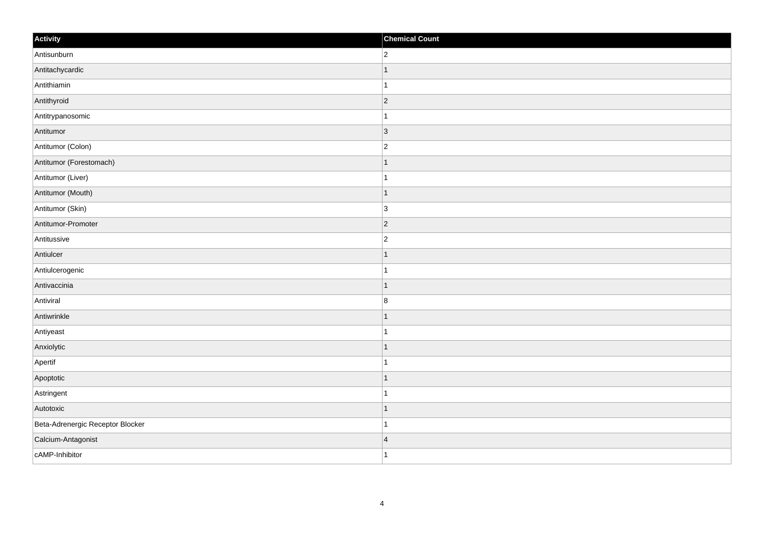| Activity | Chemical Count |
| --- | --- |
| Antisunburn | 2 |
| Antitachycardic | 1 |
| Antithiamin | 1 |
| Antithyroid | 2 |
| Antitrypanosomic | 1 |
| Antitumor | 3 |
| Antitumor (Colon) | 2 |
| Antitumor (Forestomach) | 1 |
| Antitumor (Liver) | 1 |
| Antitumor (Mouth) | 1 |
| Antitumor (Skin) | 3 |
| Antitumor-Promoter | 2 |
| Antitussive | 2 |
| Antiulcer | 1 |
| Antiulcerogenic | 1 |
| Antivaccinia | 1 |
| Antiviral | 8 |
| Antiwrinkle | 1 |
| Antiyeast | 1 |
| Anxiolytic | 1 |
| Apertif | 1 |
| Apoptotic | 1 |
| Astringent | 1 |
| Autotoxic | 1 |
| Beta-Adrenergic Receptor Blocker | 1 |
| Calcium-Antagonist | 4 |
| cAMP-Inhibitor | 1 |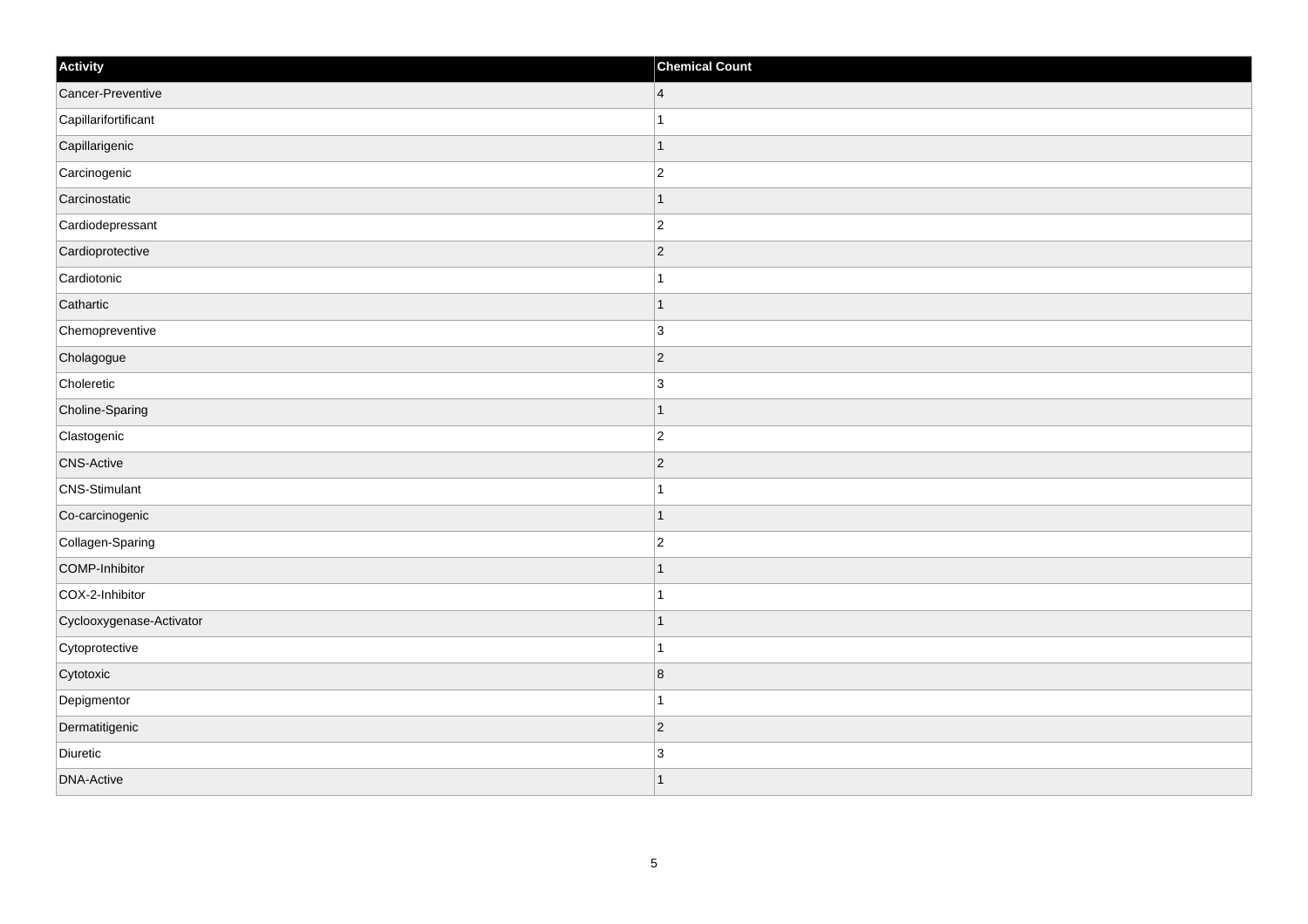| Activity | Chemical Count |
| --- | --- |
| Cancer-Preventive | 4 |
| Capillarifortificant | 1 |
| Capillarigenic | 1 |
| Carcinogenic | 2 |
| Carcinostatic | 1 |
| Cardiodepressant | 2 |
| Cardioprotective | 2 |
| Cardiotonic | 1 |
| Cathartic | 1 |
| Chemopreventive | 3 |
| Cholagogue | 2 |
| Choleretic | 3 |
| Choline-Sparing | 1 |
| Clastogenic | 2 |
| CNS-Active | 2 |
| CNS-Stimulant | 1 |
| Co-carcinogenic | 1 |
| Collagen-Sparing | 2 |
| COMP-Inhibitor | 1 |
| COX-2-Inhibitor | 1 |
| Cyclooxygenase-Activator | 1 |
| Cytoprotective | 1 |
| Cytotoxic | 8 |
| Depigmentor | 1 |
| Dermatitigenic | 2 |
| Diuretic | 3 |
| DNA-Active | 1 |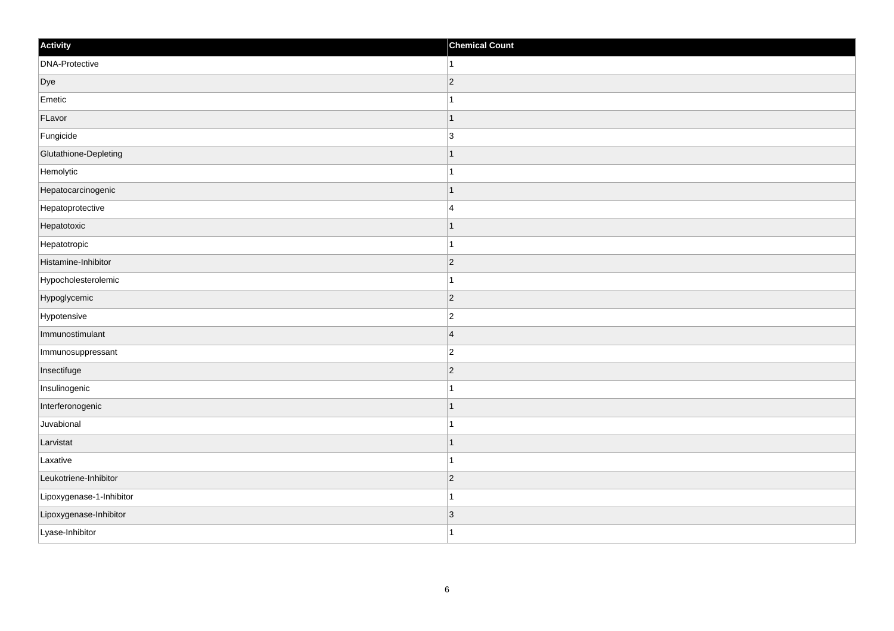| Activity | Chemical Count |
| --- | --- |
| DNA-Protective | 1 |
| Dye | 2 |
| Emetic | 1 |
| FLavor | 1 |
| Fungicide | 3 |
| Glutathione-Depleting | 1 |
| Hemolytic | 1 |
| Hepatocarcinogenic | 1 |
| Hepatoprotective | 4 |
| Hepatotoxic | 1 |
| Hepatotropic | 1 |
| Histamine-Inhibitor | 2 |
| Hypocholesterolemic | 1 |
| Hypoglycemic | 2 |
| Hypotensive | 2 |
| Immunostimulant | 4 |
| Immunosuppressant | 2 |
| Insectifuge | 2 |
| Insulinogenic | 1 |
| Interferonogenic | 1 |
| Juvabional | 1 |
| Larvistat | 1 |
| Laxative | 1 |
| Leukotriene-Inhibitor | 2 |
| Lipoxygenase-1-Inhibitor | 1 |
| Lipoxygenase-Inhibitor | 3 |
| Lyase-Inhibitor | 1 |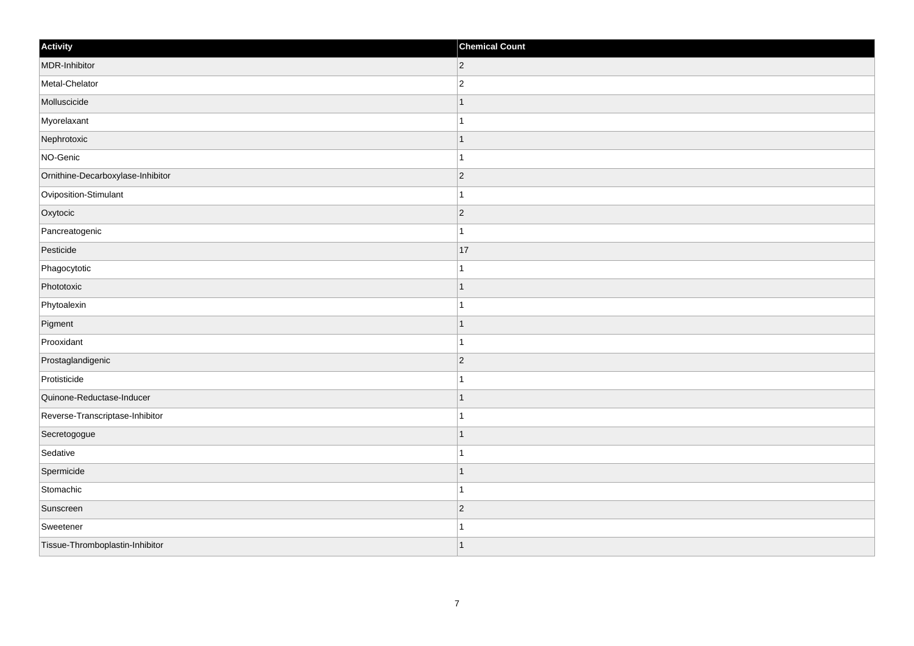| Activity | Chemical Count |
| --- | --- |
| MDR-Inhibitor | 2 |
| Metal-Chelator | 2 |
| Molluscicide | 1 |
| Myorelaxant | 1 |
| Nephrotoxic | 1 |
| NO-Genic | 1 |
| Ornithine-Decarboxylase-Inhibitor | 2 |
| Oviposition-Stimulant | 1 |
| Oxytocic | 2 |
| Pancreatogenic | 1 |
| Pesticide | 17 |
| Phagocytotic | 1 |
| Phototoxic | 1 |
| Phytoalexin | 1 |
| Pigment | 1 |
| Prooxidant | 1 |
| Prostaglandigenic | 2 |
| Protisticide | 1 |
| Quinone-Reductase-Inducer | 1 |
| Reverse-Transcriptase-Inhibitor | 1 |
| Secretogogue | 1 |
| Sedative | 1 |
| Spermicide | 1 |
| Stomachic | 1 |
| Sunscreen | 2 |
| Sweetener | 1 |
| Tissue-Thromboplastin-Inhibitor | 1 |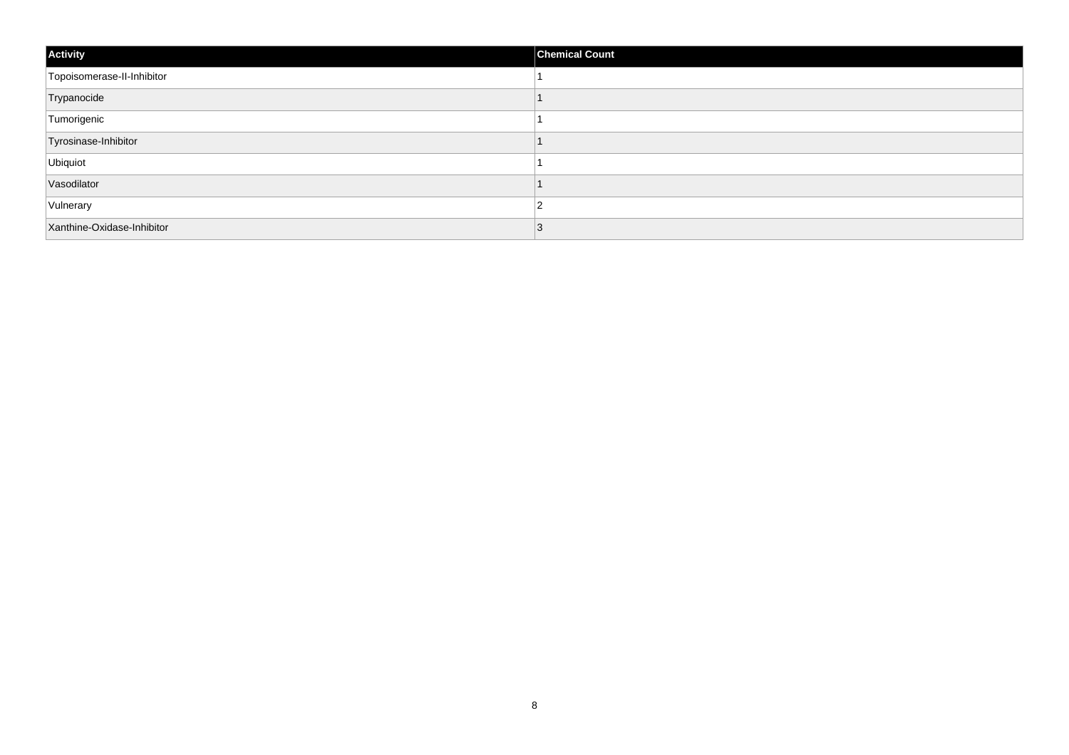| Activity | Chemical Count |
| --- | --- |
| Topoisomerase-II-Inhibitor | 1 |
| Trypanocide | 1 |
| Tumorigenic | 1 |
| Tyrosinase-Inhibitor | 1 |
| Ubiquiot | 1 |
| Vasodilator | 1 |
| Vulnerary | 2 |
| Xanthine-Oxidase-Inhibitor | 3 |